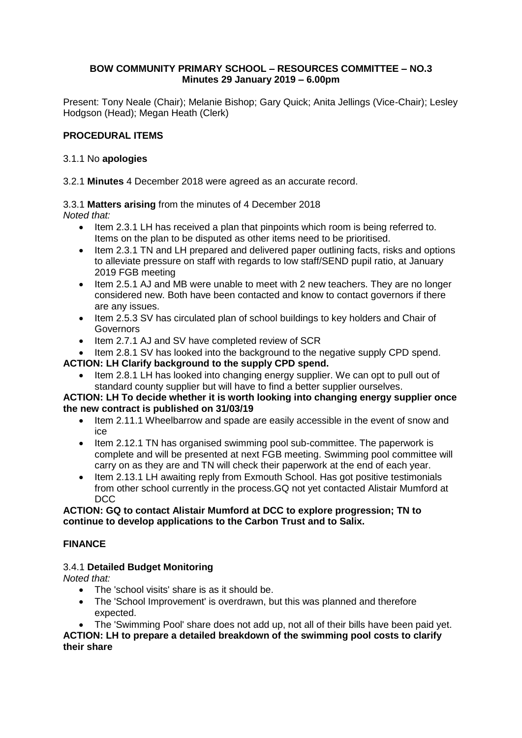**BOW COMMUNITY PRIMARY SCHOOL – RESOURCES COMMITTEE – NO.3**
**Minutes 29 January 2019 – 6.00pm**

Present: Tony Neale (Chair); Melanie Bishop; Gary Quick; Anita Jellings (Vice-Chair); Lesley Hodgson (Head); Megan Heath (Clerk)

## PROCEDURAL ITEMS

3.1.1 No **apologies**

3.2.1 **Minutes** 4 December 2018 were agreed as an accurate record.

3.3.1 **Matters arising** from the minutes of 4 December 2018
*Noted that:*

- Item 2.3.1 LH has received a plan that pinpoints which room is being referred to. Items on the plan to be disputed as other items need to be prioritised.
- Item 2.3.1 TN and LH prepared and delivered paper outlining facts, risks and options to alleviate pressure on staff with regards to low staff/SEND pupil ratio, at January 2019 FGB meeting
- Item 2.5.1 AJ and MB were unable to meet with 2 new teachers. They are no longer considered new. Both have been contacted and know to contact governors if there are any issues.
- Item 2.5.3 SV has circulated plan of school buildings to key holders and Chair of Governors
- Item 2.7.1 AJ and SV have completed review of SCR
- Item 2.8.1 SV has looked into the background to the negative supply CPD spend.

**ACTION: LH Clarify background to the supply CPD spend.**

- Item 2.8.1 LH has looked into changing energy supplier. We can opt to pull out of standard county supplier but will have to find a better supplier ourselves.

**ACTION: LH To decide whether it is worth looking into changing energy supplier once the new contract is published on 31/03/19**

- Item 2.11.1 Wheelbarrow and spade are easily accessible in the event of snow and ice
- Item 2.12.1 TN has organised swimming pool sub-committee. The paperwork is complete and will be presented at next FGB meeting. Swimming pool committee will carry on as they are and TN will check their paperwork at the end of each year.
- Item 2.13.1 LH awaiting reply from Exmouth School. Has got positive testimonials from other school currently in the process.GQ not yet contacted Alistair Mumford at DCC

**ACTION: GQ to contact Alistair Mumford at DCC to explore progression; TN to continue to develop applications to the Carbon Trust and to Salix.**

## FINANCE

3.4.1 **Detailed Budget Monitoring**
*Noted that:*

- The 'school visits' share is as it should be.
- The 'School Improvement' is overdrawn, but this was planned and therefore expected.
- The 'Swimming Pool' share does not add up, not all of their bills have been paid yet.

**ACTION: LH to prepare a detailed breakdown of the swimming pool costs to clarify their share**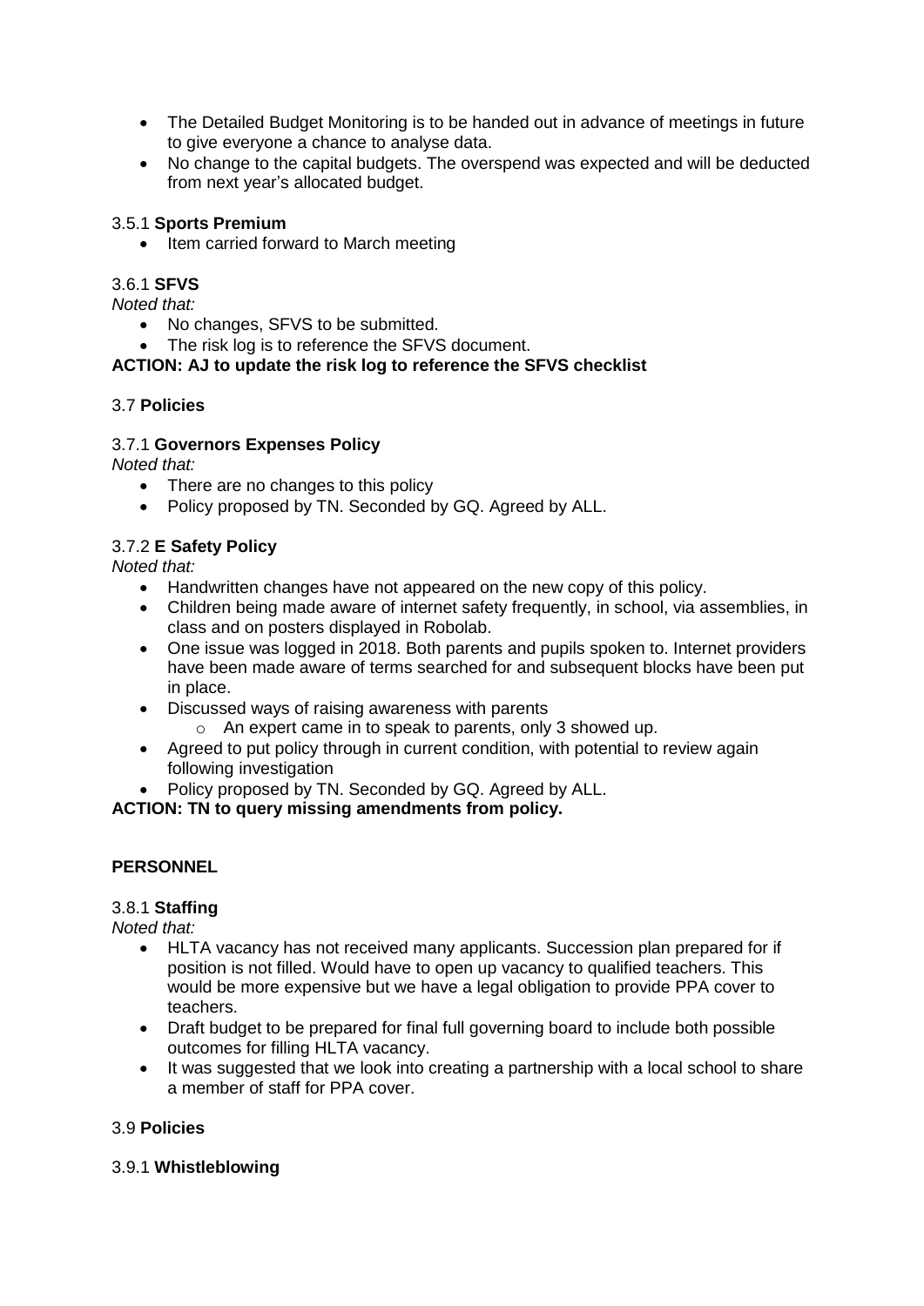- The Detailed Budget Monitoring is to be handed out in advance of meetings in future to give everyone a chance to analyse data.
- No change to the capital budgets. The overspend was expected and will be deducted from next year's allocated budget.

3.5.1 **Sports Premium**

- Item carried forward to March meeting

3.6.1 **SFVS**

*Noted that:*

- No changes, SFVS to be submitted.
- The risk log is to reference the SFVS document.

**ACTION: AJ to update the risk log to reference the SFVS checklist**

3.7 **Policies**

3.7.1 **Governors Expenses Policy**

*Noted that:*

- There are no changes to this policy
- Policy proposed by TN. Seconded by GQ. Agreed by ALL.

3.7.2 **E Safety Policy**

*Noted that:*

- Handwritten changes have not appeared on the new copy of this policy.
- Children being made aware of internet safety frequently, in school, via assemblies, in class and on posters displayed in Robolab.
- One issue was logged in 2018. Both parents and pupils spoken to. Internet providers have been made aware of terms searched for and subsequent blocks have been put in place.
- Discussed ways of raising awareness with parents
  - An expert came in to speak to parents, only 3 showed up.
- Agreed to put policy through in current condition, with potential to review again following investigation
- Policy proposed by TN. Seconded by GQ. Agreed by ALL.

**ACTION: TN to query missing amendments from policy.**

**PERSONNEL**

3.8.1 **Staffing**

*Noted that:*

- HLTA vacancy has not received many applicants. Succession plan prepared for if position is not filled. Would have to open up vacancy to qualified teachers. This would be more expensive but we have a legal obligation to provide PPA cover to teachers.
- Draft budget to be prepared for final full governing board to include both possible outcomes for filling HLTA vacancy.
- It was suggested that we look into creating a partnership with a local school to share a member of staff for PPA cover.

3.9 **Policies**

3.9.1 **Whistleblowing**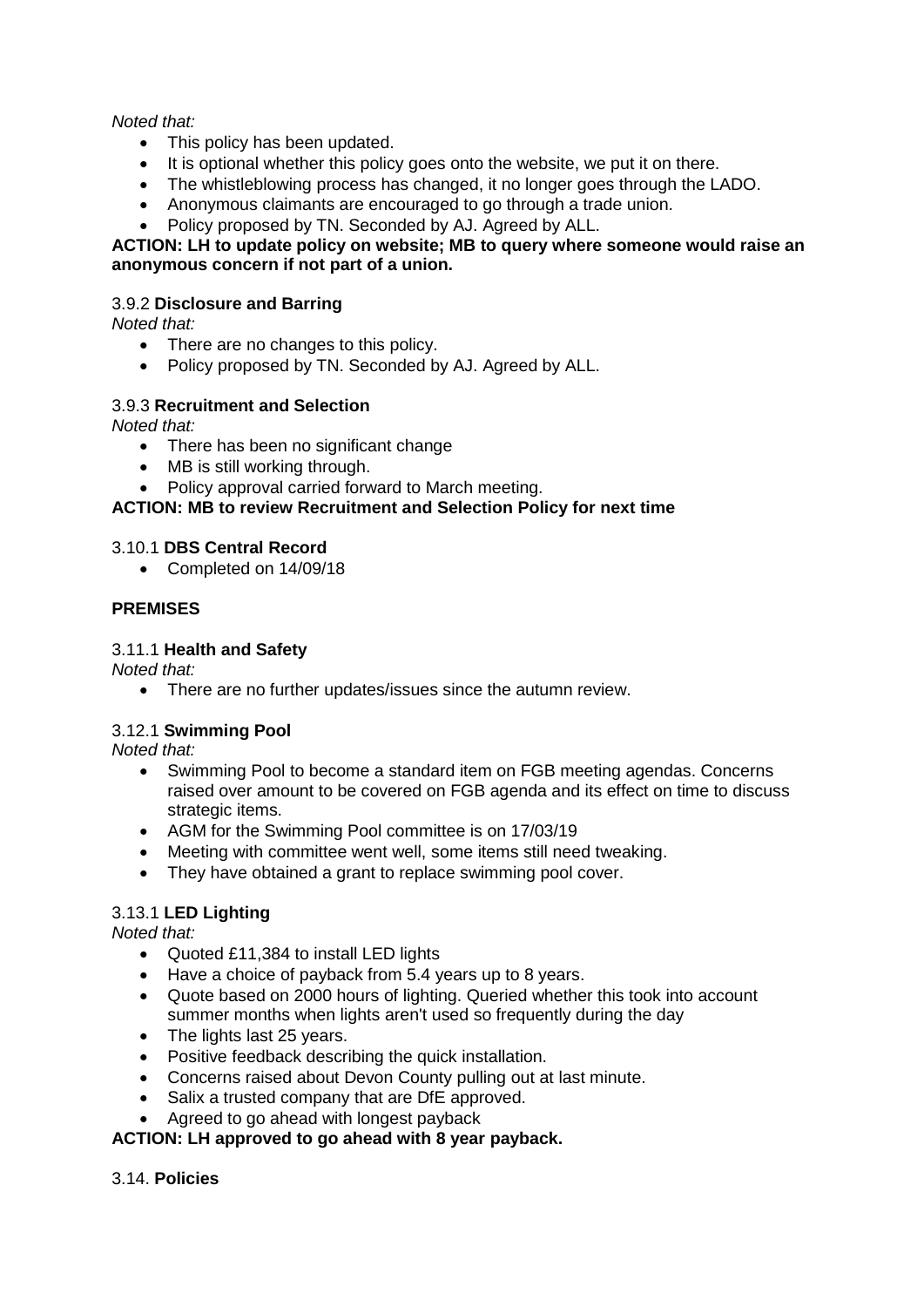*Noted that:*

- This policy has been updated.
- It is optional whether this policy goes onto the website, we put it on there.
- The whistleblowing process has changed, it no longer goes through the LADO.
- Anonymous claimants are encouraged to go through a trade union.
- Policy proposed by TN. Seconded by AJ. Agreed by ALL.

**ACTION: LH to update policy on website; MB to query where someone would raise an anonymous concern if not part of a union.**

3.9.2 **Disclosure and Barring**

*Noted that:*

- There are no changes to this policy.
- Policy proposed by TN. Seconded by AJ. Agreed by ALL.

3.9.3 **Recruitment and Selection**

*Noted that:*

- There has been no significant change
- MB is still working through.
- Policy approval carried forward to March meeting.

**ACTION: MB to review Recruitment and Selection Policy for next time**

3.10.1 **DBS Central Record**

- Completed on 14/09/18

**PREMISES**

3.11.1 **Health and Safety**

*Noted that:*

- There are no further updates/issues since the autumn review.

3.12.1 **Swimming Pool**

*Noted that:*

- Swimming Pool to become a standard item on FGB meeting agendas. Concerns raised over amount to be covered on FGB agenda and its effect on time to discuss strategic items.
- AGM for the Swimming Pool committee is on 17/03/19
- Meeting with committee went well, some items still need tweaking.
- They have obtained a grant to replace swimming pool cover.

3.13.1 **LED Lighting**

*Noted that:*

- Quoted £11,384 to install LED lights
- Have a choice of payback from 5.4 years up to 8 years.
- Quote based on 2000 hours of lighting. Queried whether this took into account summer months when lights aren't used so frequently during the day
- The lights last 25 years.
- Positive feedback describing the quick installation.
- Concerns raised about Devon County pulling out at last minute.
- Salix a trusted company that are DfE approved.
- Agreed to go ahead with longest payback

**ACTION: LH approved to go ahead with 8 year payback.**

3.14. **Policies**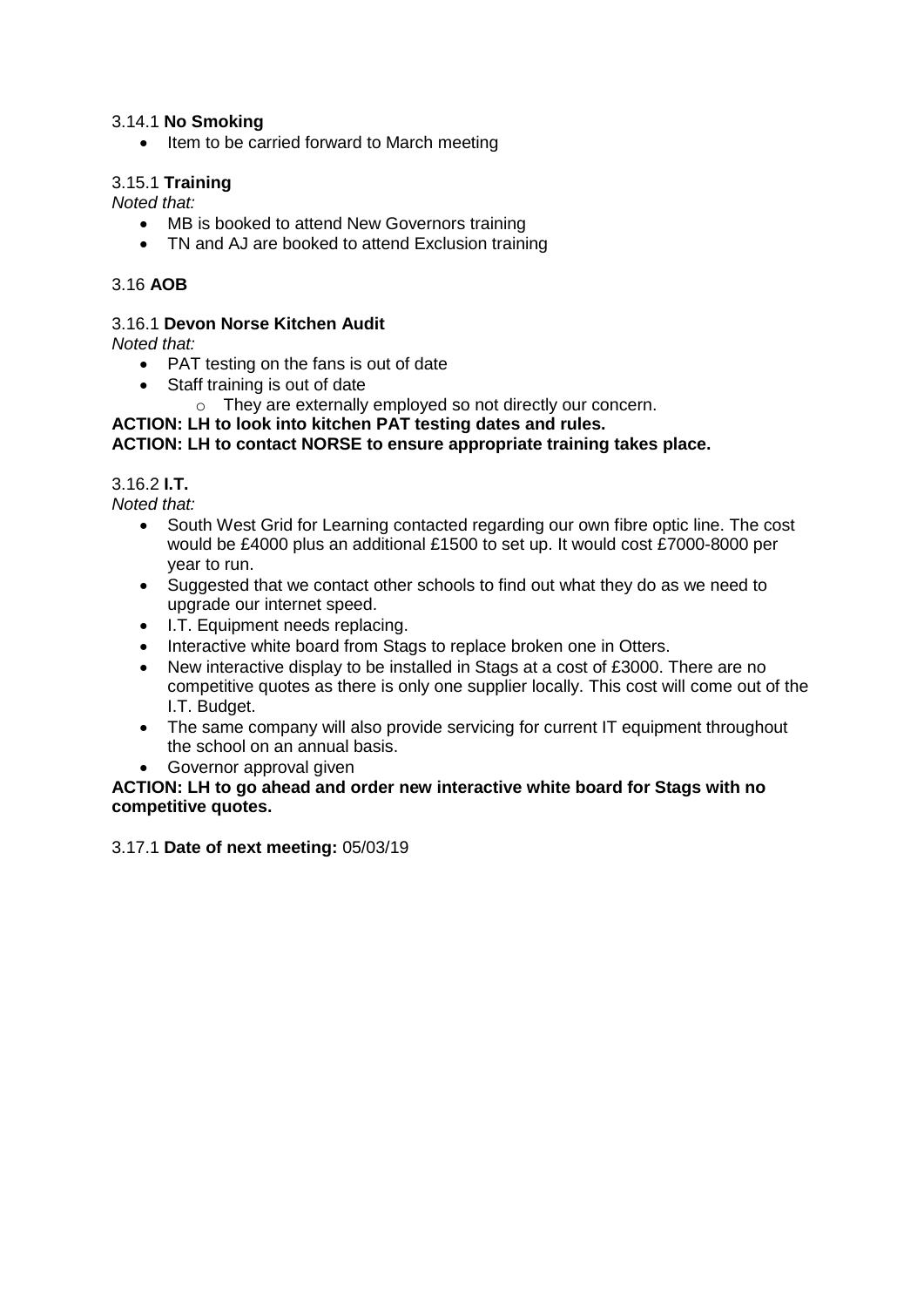3.14.1 **No Smoking**

- Item to be carried forward to March meeting

3.15.1 **Training**

*Noted that:*

- MB is booked to attend New Governors training
- TN and AJ are booked to attend Exclusion training

3.16 **AOB**

3.16.1 **Devon Norse Kitchen Audit**

*Noted that:*

- PAT testing on the fans is out of date
- Staff training is out of date
  - They are externally employed so not directly our concern.

**ACTION: LH to look into kitchen PAT testing dates and rules.**
**ACTION: LH to contact NORSE to ensure appropriate training takes place.**

3.16.2 **I.T.**

*Noted that:*

- South West Grid for Learning contacted regarding our own fibre optic line. The cost would be £4000 plus an additional £1500 to set up. It would cost £7000-8000 per year to run.
- Suggested that we contact other schools to find out what they do as we need to upgrade our internet speed.
- I.T. Equipment needs replacing.
- Interactive white board from Stags to replace broken one in Otters.
- New interactive display to be installed in Stags at a cost of £3000. There are no competitive quotes as there is only one supplier locally. This cost will come out of the I.T. Budget.
- The same company will also provide servicing for current IT equipment throughout the school on an annual basis.
- Governor approval given

**ACTION: LH to go ahead and order new interactive white board for Stags with no competitive quotes.**

3.17.1 **Date of next meeting:** 05/03/19